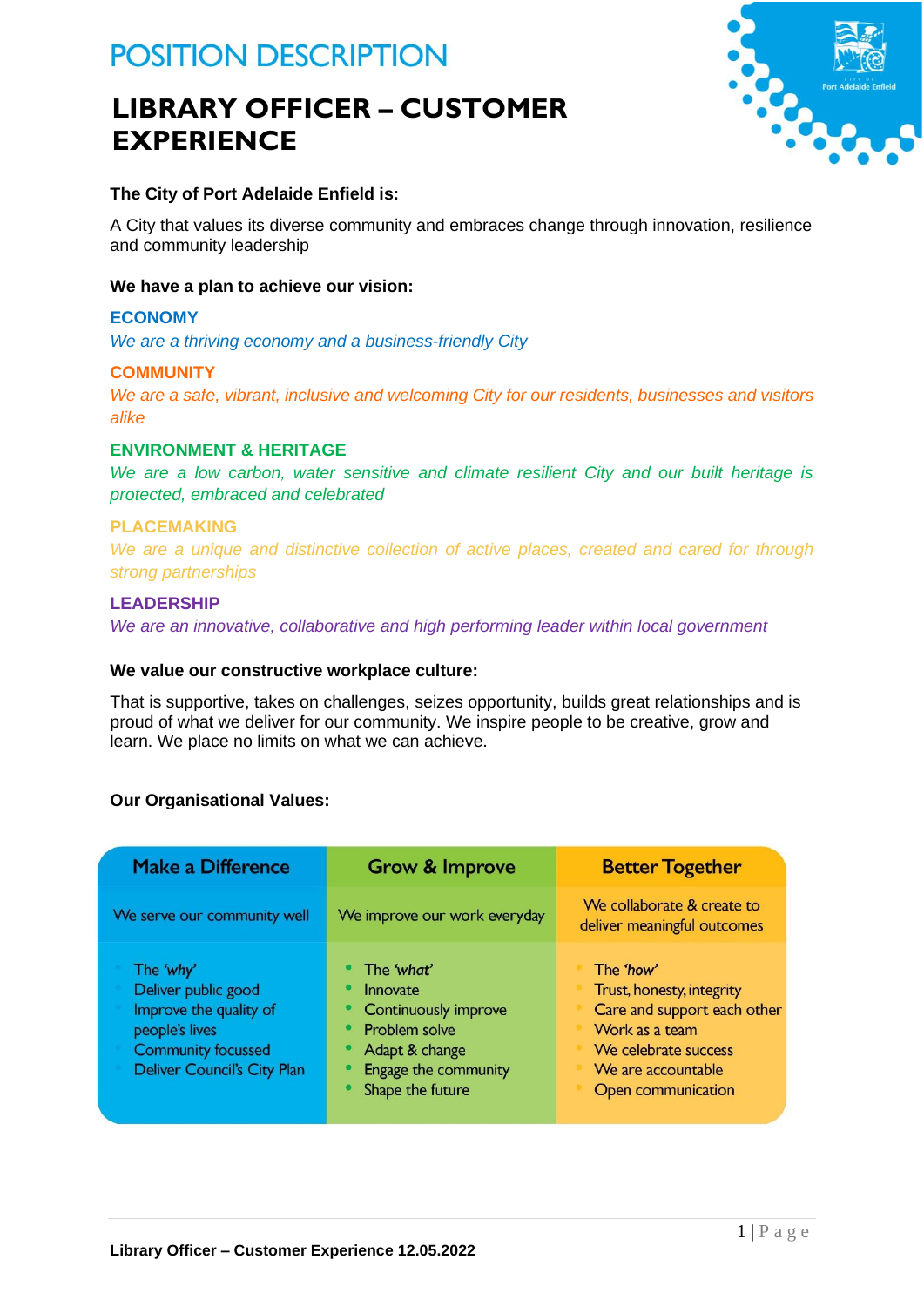# POSITION DESCRIPTION

# LIBRARY OFFICER – CUSTOMER EXPERIENCE

**The City of Port Adelaide Enfield is:**

A City that values its diverse community and embraces change through innovation, resilience and community leadership

**We have a plan to achieve our vision:**

**ECONOMY**

*We are a thriving economy and a business-friendly City*

**COMMUNITY**

*We are a safe, vibrant, inclusive and welcoming City for our residents, businesses and visitors alike*

**ENVIRONMENT & HERITAGE**

*We are a low carbon, water sensitive and climate resilient City and our built heritage is protected, embraced and celebrated*

**PLACEMAKING**

*We are a unique and distinctive collection of active places, created and cared for through strong partnerships*

**LEADERSHIP**

*We are an innovative, collaborative and high performing leader within local government*

**We value our constructive workplace culture:**

That is supportive, takes on challenges, seizes opportunity, builds great relationships and is proud of what we deliver for our community. We inspire people to be creative, grow and learn. We place no limits on what we can achieve.

**Our Organisational Values:**

| Make a Difference | Grow & Improve | Better Together |
|---|---|---|
| We serve our community well | We improve our work everyday | We collaborate & create to deliver meaningful outcomes |
| • The *'why'*<br>• Deliver public good<br>• Improve the quality of people's lives<br>• Community focussed<br>• Deliver Council's City Plan | • The *'what'*<br>• Innovate<br>• Continuously improve<br>• Problem solve<br>• Adapt & change<br>• Engage the community<br>• Shape the future | • The *'how'*<br>• Trust, honesty, integrity<br>• Care and support each other<br>• Work as a team<br>• We celebrate success<br>• We are accountable<br>• Open communication |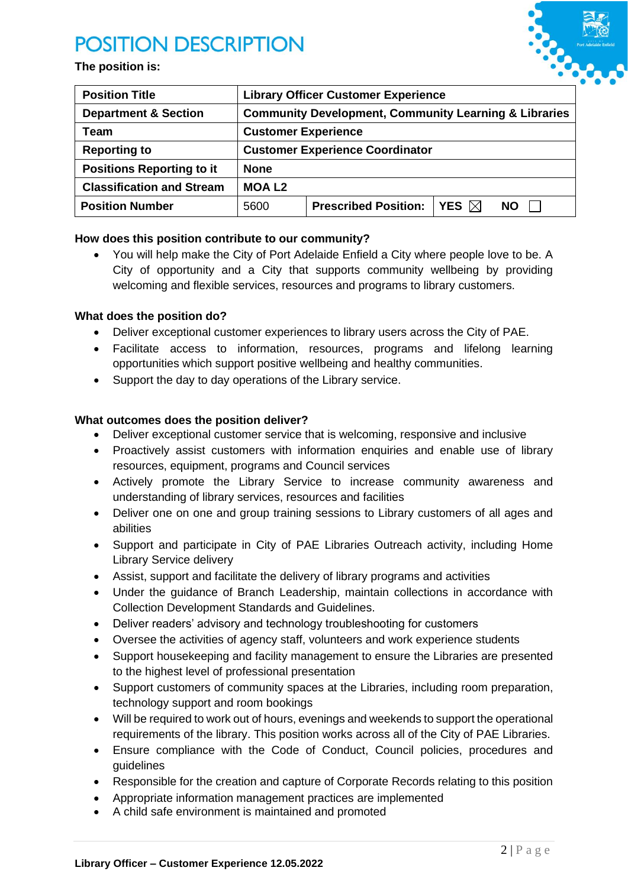# POSITION DESCRIPTION

**The position is:**

| **Position Title** | **Library Officer Customer Experience** | | | |
|---|---|---|---|---|
| **Department & Section** | **Community Development, Community Learning & Libraries** | | | |
| **Team** | **Customer Experience** | | | |
| **Reporting to** | **Customer Experience Coordinator** | | | |
| **Positions Reporting to it** | **None** | | | |
| **Classification and Stream** | **MOA L2** | | | |
| **Position Number** | 5600 | **Prescribed Position:** | **YES** ☒ | **NO** ☐ |

**How does this position contribute to our community?**

- You will help make the City of Port Adelaide Enfield a City where people love to be. A City of opportunity and a City that supports community wellbeing by providing welcoming and flexible services, resources and programs to library customers.

**What does the position do?**

- Deliver exceptional customer experiences to library users across the City of PAE.
- Facilitate access to information, resources, programs and lifelong learning opportunities which support positive wellbeing and healthy communities.
- Support the day to day operations of the Library service.

**What outcomes does the position deliver?**

- Deliver exceptional customer service that is welcoming, responsive and inclusive
- Proactively assist customers with information enquiries and enable use of library resources, equipment, programs and Council services
- Actively promote the Library Service to increase community awareness and understanding of library services, resources and facilities
- Deliver one on one and group training sessions to Library customers of all ages and abilities
- Support and participate in City of PAE Libraries Outreach activity, including Home Library Service delivery
- Assist, support and facilitate the delivery of library programs and activities
- Under the guidance of Branch Leadership, maintain collections in accordance with Collection Development Standards and Guidelines.
- Deliver readers' advisory and technology troubleshooting for customers
- Oversee the activities of agency staff, volunteers and work experience students
- Support housekeeping and facility management to ensure the Libraries are presented to the highest level of professional presentation
- Support customers of community spaces at the Libraries, including room preparation, technology support and room bookings
- Will be required to work out of hours, evenings and weekends to support the operational requirements of the library. This position works across all of the City of PAE Libraries.
- Ensure compliance with the Code of Conduct, Council policies, procedures and guidelines
- Responsible for the creation and capture of Corporate Records relating to this position
- Appropriate information management practices are implemented
- A child safe environment is maintained and promoted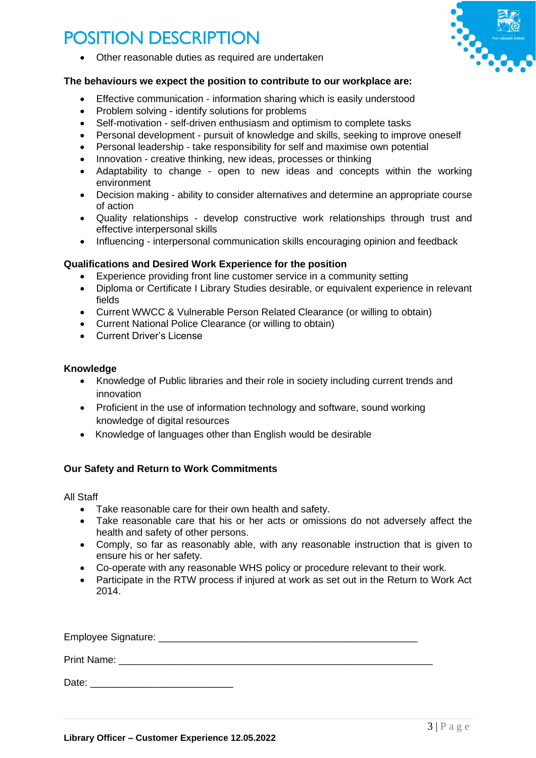- Other reasonable duties as required are undertaken

**The behaviours we expect the position to contribute to our workplace are:**

- Effective communication - information sharing which is easily understood
- Problem solving - identify solutions for problems
- Self-motivation - self-driven enthusiasm and optimism to complete tasks
- Personal development - pursuit of knowledge and skills, seeking to improve oneself
- Personal leadership - take responsibility for self and maximise own potential
- Innovation - creative thinking, new ideas, processes or thinking
- Adaptability to change - open to new ideas and concepts within the working environment
- Decision making - ability to consider alternatives and determine an appropriate course of action
- Quality relationships - develop constructive work relationships through trust and effective interpersonal skills
- Influencing - interpersonal communication skills encouraging opinion and feedback

**Qualifications and Desired Work Experience for the position**

- Experience providing front line customer service in a community setting
- Diploma or Certificate I Library Studies desirable, or equivalent experience in relevant fields
- Current WWCC & Vulnerable Person Related Clearance (or willing to obtain)
- Current National Police Clearance (or willing to obtain)
- Current Driver's License

**Knowledge**

- Knowledge of Public libraries and their role in society including current trends and innovation
- Proficient in the use of information technology and software, sound working knowledge of digital resources
- Knowledge of languages other than English would be desirable

**Our Safety and Return to Work Commitments**

All Staff

- Take reasonable care for their own health and safety.
- Take reasonable care that his or her acts or omissions do not adversely affect the health and safety of other persons.
- Comply, so far as reasonably able, with any reasonable instruction that is given to ensure his or her safety.
- Co-operate with any reasonable WHS policy or procedure relevant to their work.
- Participate in the RTW process if injured at work as set out in the Return to Work Act 2014.

Employee Signature: _______________________________________________

Print Name: _________________________________________________________

Date: __________________________